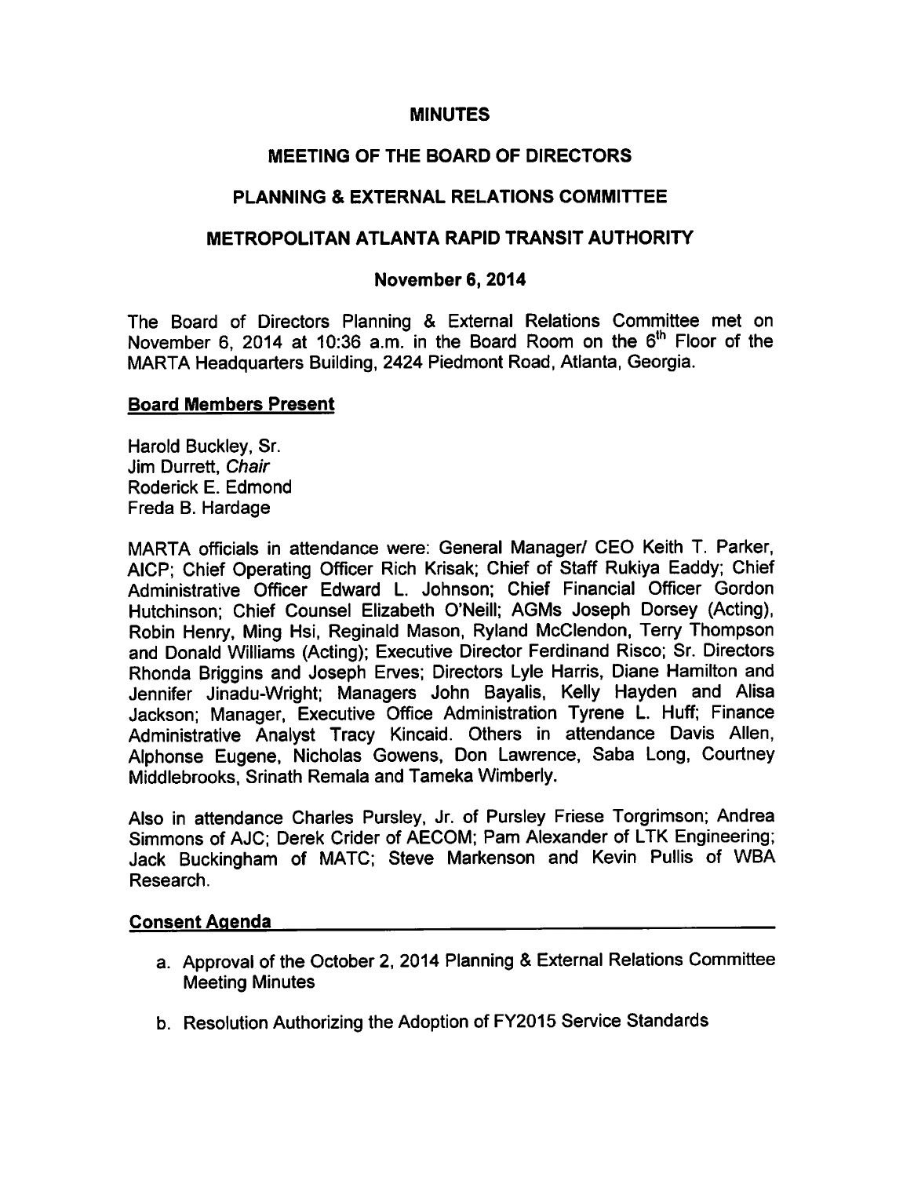# MINUTES

## MEETING OF THE BOARD OF DIRECTORS

## PLANNING & EXTERNAL RELATIONS COMMITTEE

## METROPOLITAN ATLANTA RAPID TRANSIT AUTHORITY

### November 6, 2014

The Board of Directors Planning & External Relations Committee met on November 6, 2014 at 10:36 a.m. in the Board Room on the 6th Floor of the MARTA Headquarters Building, 2424 Piedmont Road, Atlanta, Georgia.

**Board Members Present**

Harold Buckley, Sr.
Jim Durrett, *Chair*
Roderick E. Edmond
Freda B. Hardage

MARTA officials in attendance were: General Manager/ CEO Keith T. Parker, AICP; Chief Operating Officer Rich Krisak; Chief of Staff Rukiya Eaddy; Chief Administrative Officer Edward L. Johnson; Chief Financial Officer Gordon Hutchinson; Chief Counsel Elizabeth O'Neill; AGMs Joseph Dorsey (Acting), Robin Henry, Ming Hsi, Reginald Mason, Ryland McClendon, Terry Thompson and Donald Williams (Acting); Executive Director Ferdinand Risco; Sr. Directors Rhonda Briggins and Joseph Erves; Directors Lyle Harris, Diane Hamilton and Jennifer Jinadu-Wright; Managers John Bayalis, Kelly Hayden and Alisa Jackson; Manager, Executive Office Administration Tyrene L. Huff; Finance Administrative Analyst Tracy Kincaid. Others in attendance Davis Allen, Alphonse Eugene, Nicholas Gowens, Don Lawrence, Saba Long, Courtney Middlebrooks, Srinath Remala and Tameka Wimberly.

Also in attendance Charles Pursley, Jr. of Pursley Friese Torgrimson; Andrea Simmons of AJC; Derek Crider of AECOM; Pam Alexander of LTK Engineering; Jack Buckingham of MATC; Steve Markenson and Kevin Pullis of WBA Research.

**Consent Agenda**

a. Approval of the October 2, 2014 Planning & External Relations Committee Meeting Minutes

b. Resolution Authorizing the Adoption of FY2015 Service Standards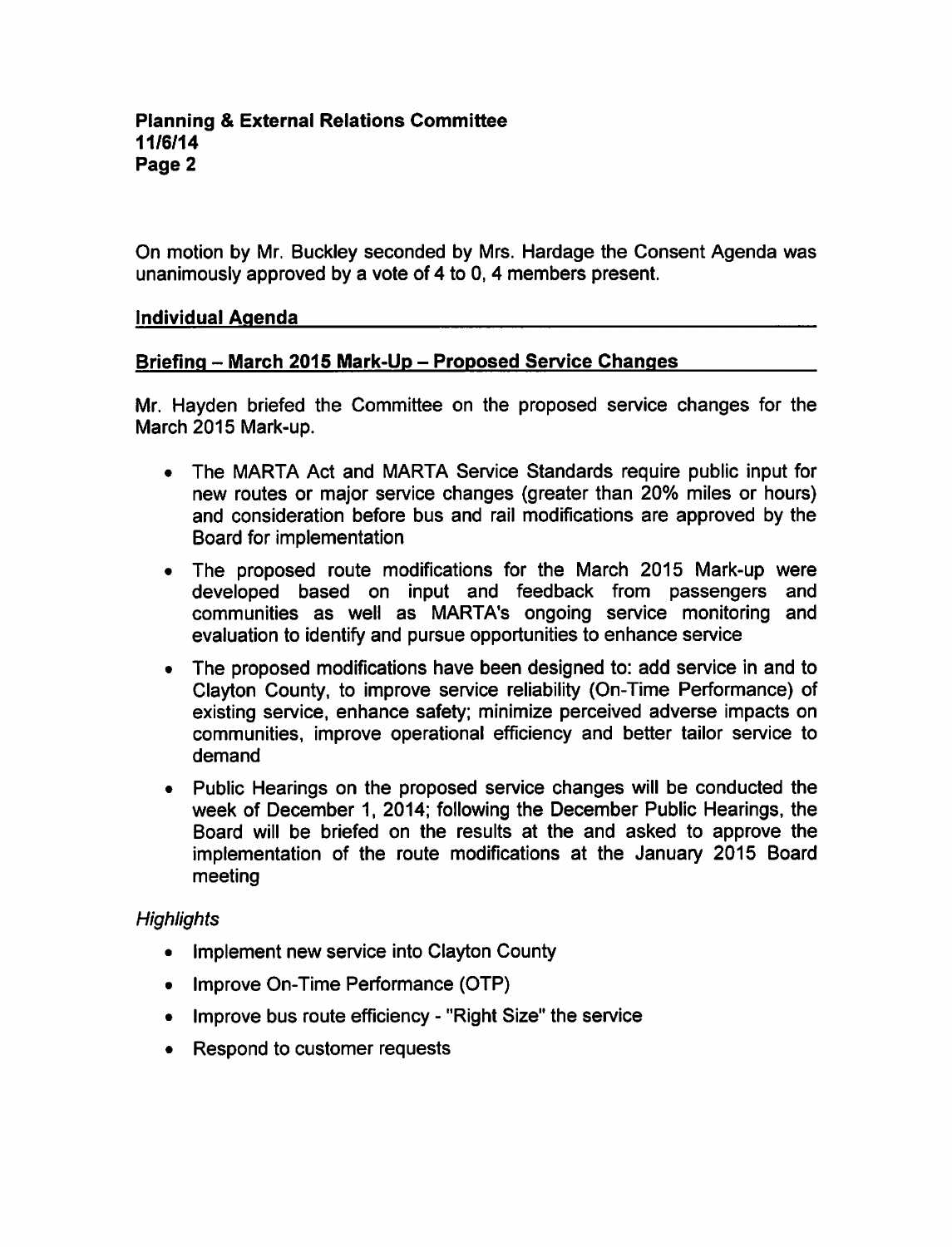On motion by Mr. Buckley seconded by Mrs. Hardage the Consent Agenda was unanimously approved by a vote of 4 to 0, 4 members present.

## Individual Agenda

## Briefing – March 2015 Mark-Up – Proposed Service Changes

Mr. Hayden briefed the Committee on the proposed service changes for the March 2015 Mark-up.

- The MARTA Act and MARTA Service Standards require public input for new routes or major service changes (greater than 20% miles or hours) and consideration before bus and rail modifications are approved by the Board for implementation
- The proposed route modifications for the March 2015 Mark-up were developed based on input and feedback from passengers and communities as well as MARTA's ongoing service monitoring and evaluation to identify and pursue opportunities to enhance service
- The proposed modifications have been designed to: add service in and to Clayton County, to improve service reliability (On-Time Performance) of existing service, enhance safety; minimize perceived adverse impacts on communities, improve operational efficiency and better tailor service to demand
- Public Hearings on the proposed service changes will be conducted the week of December 1, 2014; following the December Public Hearings, the Board will be briefed on the results at the and asked to approve the implementation of the route modifications at the January 2015 Board meeting

*Highlights*

- Implement new service into Clayton County
- Improve On-Time Performance (OTP)
- Improve bus route efficiency - "Right Size" the service
- Respond to customer requests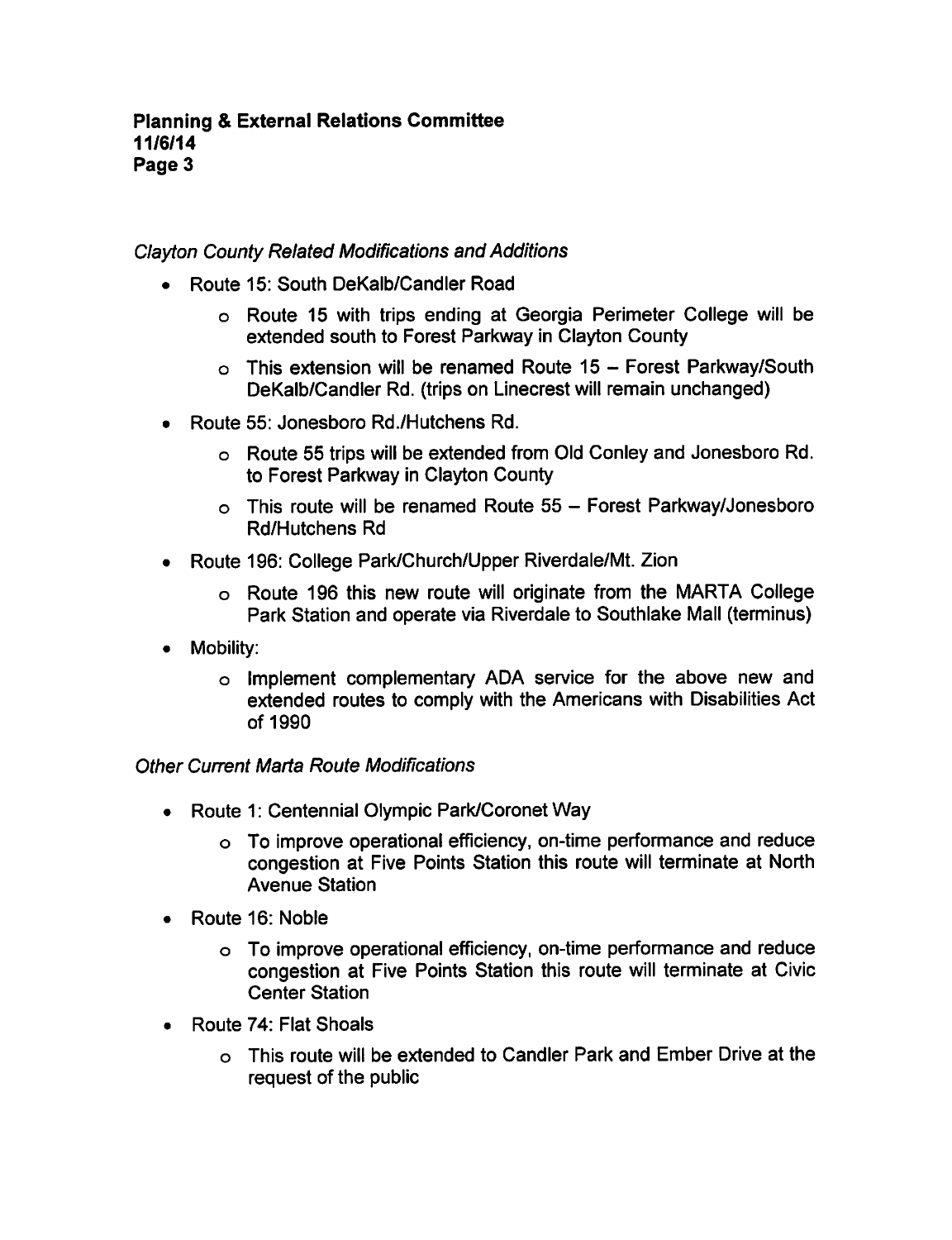*Clayton County Related Modifications and Additions*

- Route 15: South DeKalb/Candler Road
  - Route 15 with trips ending at Georgia Perimeter College will be extended south to Forest Parkway in Clayton County
  - This extension will be renamed Route 15 – Forest Parkway/South DeKalb/Candler Rd. (trips on Linecrest will remain unchanged)
- Route 55: Jonesboro Rd./Hutchens Rd.
  - Route 55 trips will be extended from Old Conley and Jonesboro Rd. to Forest Parkway in Clayton County
  - This route will be renamed Route 55 – Forest Parkway/Jonesboro Rd/Hutchens Rd
- Route 196: College Park/Church/Upper Riverdale/Mt. Zion
  - Route 196 this new route will originate from the MARTA College Park Station and operate via Riverdale to Southlake Mall (terminus)
- Mobility:
  - Implement complementary ADA service for the above new and extended routes to comply with the Americans with Disabilities Act of 1990

*Other Current Marta Route Modifications*

- Route 1: Centennial Olympic Park/Coronet Way
  - To improve operational efficiency, on-time performance and reduce congestion at Five Points Station this route will terminate at North Avenue Station
- Route 16: Noble
  - To improve operational efficiency, on-time performance and reduce congestion at Five Points Station this route will terminate at Civic Center Station
- Route 74: Flat Shoals
  - This route will be extended to Candler Park and Ember Drive at the request of the public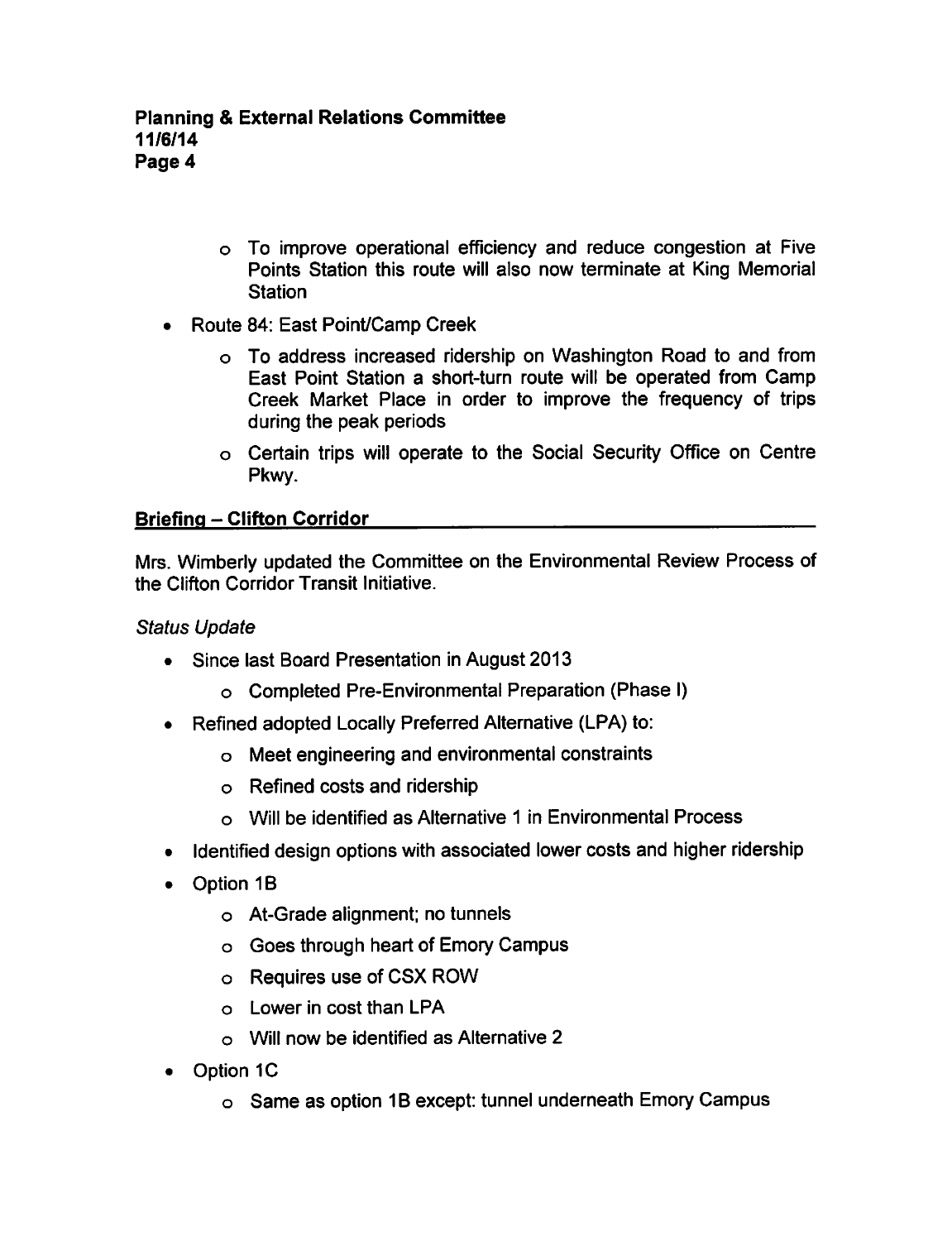- To improve operational efficiency and reduce congestion at Five Points Station this route will also now terminate at King Memorial Station
- Route 84: East Point/Camp Creek
  - To address increased ridership on Washington Road to and from East Point Station a short-turn route will be operated from Camp Creek Market Place in order to improve the frequency of trips during the peak periods
  - Certain trips will operate to the Social Security Office on Centre Pkwy.

## Briefing – Clifton Corridor

Mrs. Wimberly updated the Committee on the Environmental Review Process of the Clifton Corridor Transit Initiative.

*Status Update*

- Since last Board Presentation in August 2013
  - Completed Pre-Environmental Preparation (Phase I)
- Refined adopted Locally Preferred Alternative (LPA) to:
  - Meet engineering and environmental constraints
  - Refined costs and ridership
  - Will be identified as Alternative 1 in Environmental Process
- Identified design options with associated lower costs and higher ridership
- Option 1B
  - At-Grade alignment; no tunnels
  - Goes through heart of Emory Campus
  - Requires use of CSX ROW
  - Lower in cost than LPA
  - Will now be identified as Alternative 2
- Option 1C
  - Same as option 1B except: tunnel underneath Emory Campus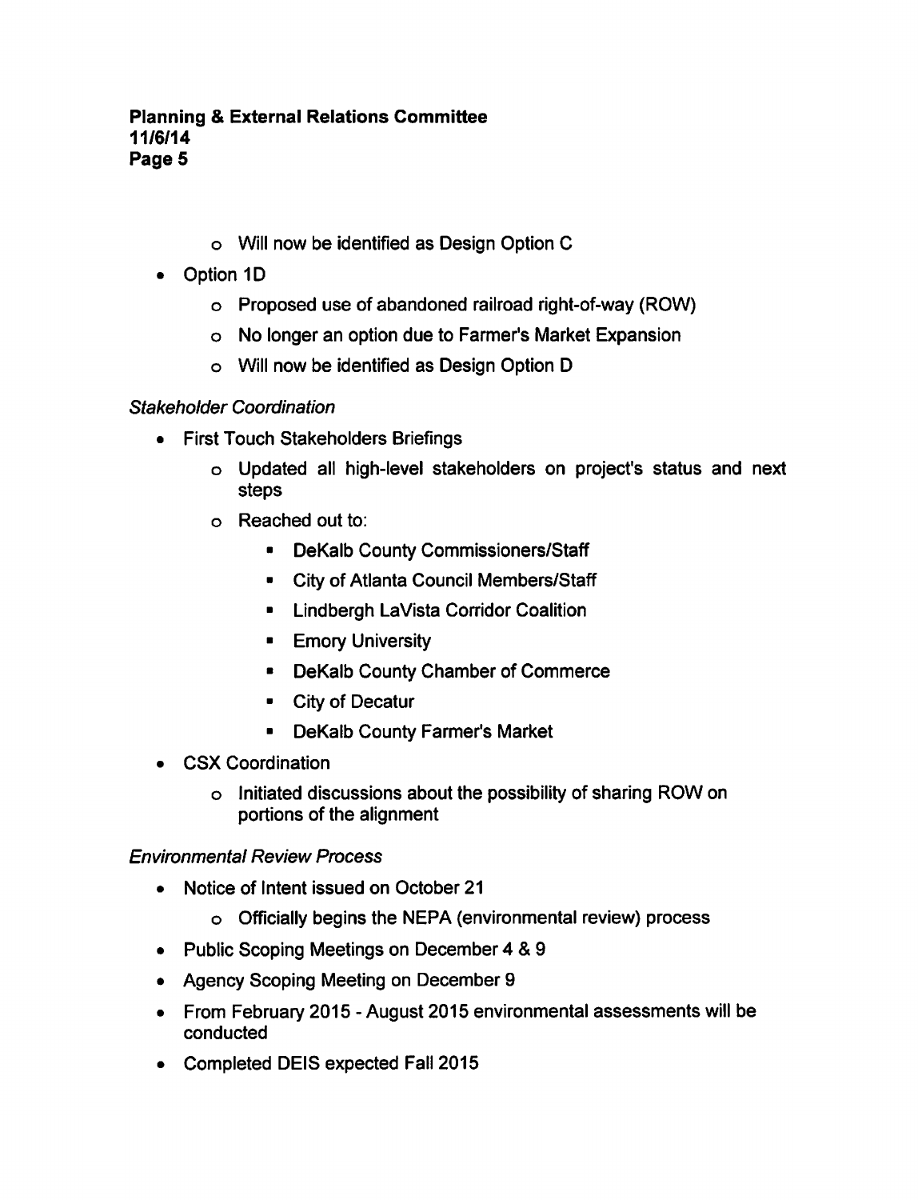- Will now be identified as Design Option C

- Option 1D
  - Proposed use of abandoned railroad right-of-way (ROW)
  - No longer an option due to Farmer's Market Expansion
  - Will now be identified as Design Option D

*Stakeholder Coordination*

- First Touch Stakeholders Briefings
  - Updated all high-level stakeholders on project's status and next steps
  - Reached out to:
    - DeKalb County Commissioners/Staff
    - City of Atlanta Council Members/Staff
    - Lindbergh LaVista Corridor Coalition
    - Emory University
    - DeKalb County Chamber of Commerce
    - City of Decatur
    - DeKalb County Farmer's Market
- CSX Coordination
  - Initiated discussions about the possibility of sharing ROW on portions of the alignment

*Environmental Review Process*

- Notice of Intent issued on October 21
  - Officially begins the NEPA (environmental review) process
- Public Scoping Meetings on December 4 & 9
- Agency Scoping Meeting on December 9
- From February 2015 - August 2015 environmental assessments will be conducted
- Completed DEIS expected Fall 2015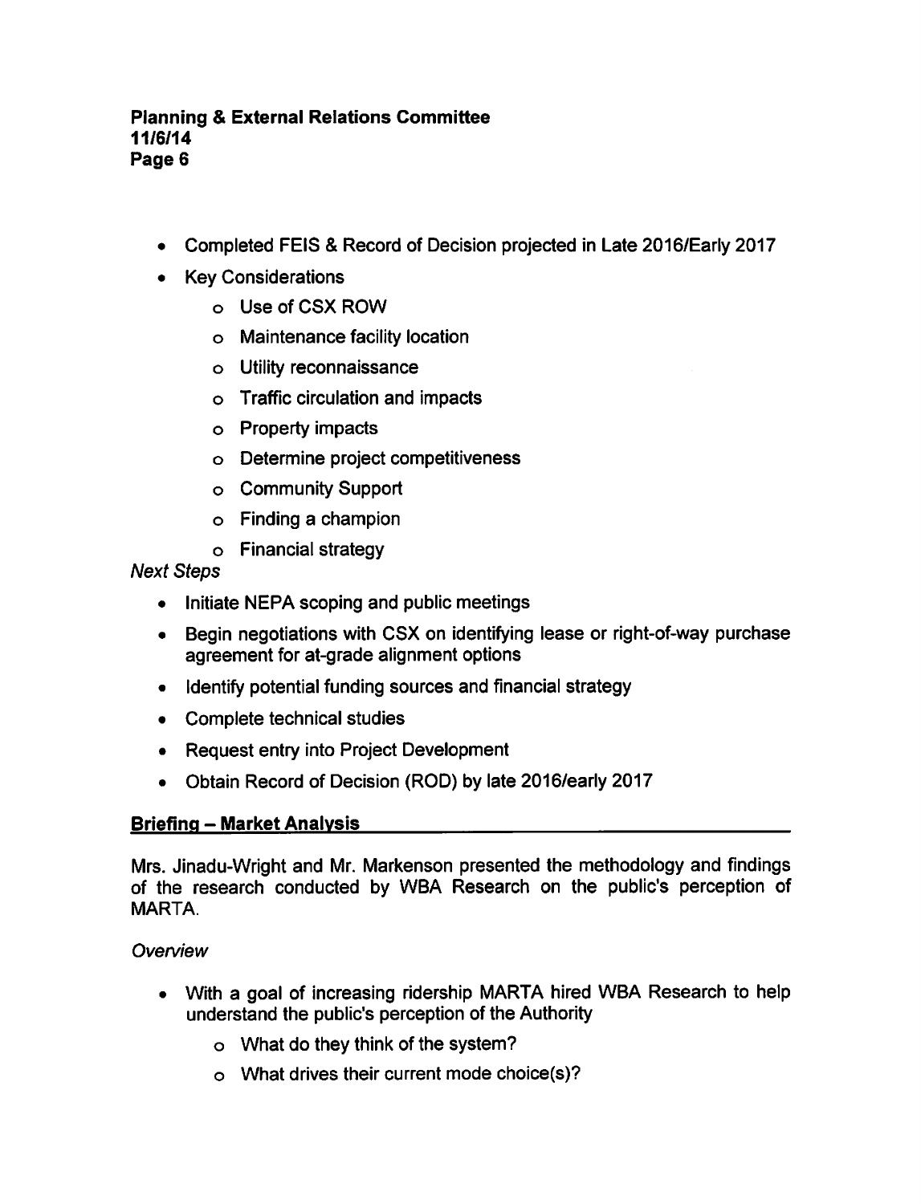- Completed FEIS & Record of Decision projected in Late 2016/Early 2017
- Key Considerations
    - Use of CSX ROW
    - Maintenance facility location
    - Utility reconnaissance
    - Traffic circulation and impacts
    - Property impacts
    - Determine project competitiveness
    - Community Support
    - Finding a champion
    - Financial strategy

*Next Steps*

- Initiate NEPA scoping and public meetings
- Begin negotiations with CSX on identifying lease or right-of-way purchase agreement for at-grade alignment options
- Identify potential funding sources and financial strategy
- Complete technical studies
- Request entry into Project Development
- Obtain Record of Decision (ROD) by late 2016/early 2017

## Briefing – Market Analysis

Mrs. Jinadu-Wright and Mr. Markenson presented the methodology and findings of the research conducted by WBA Research on the public's perception of MARTA.

*Overview*

- With a goal of increasing ridership MARTA hired WBA Research to help understand the public's perception of the Authority
    - What do they think of the system?
    - What drives their current mode choice(s)?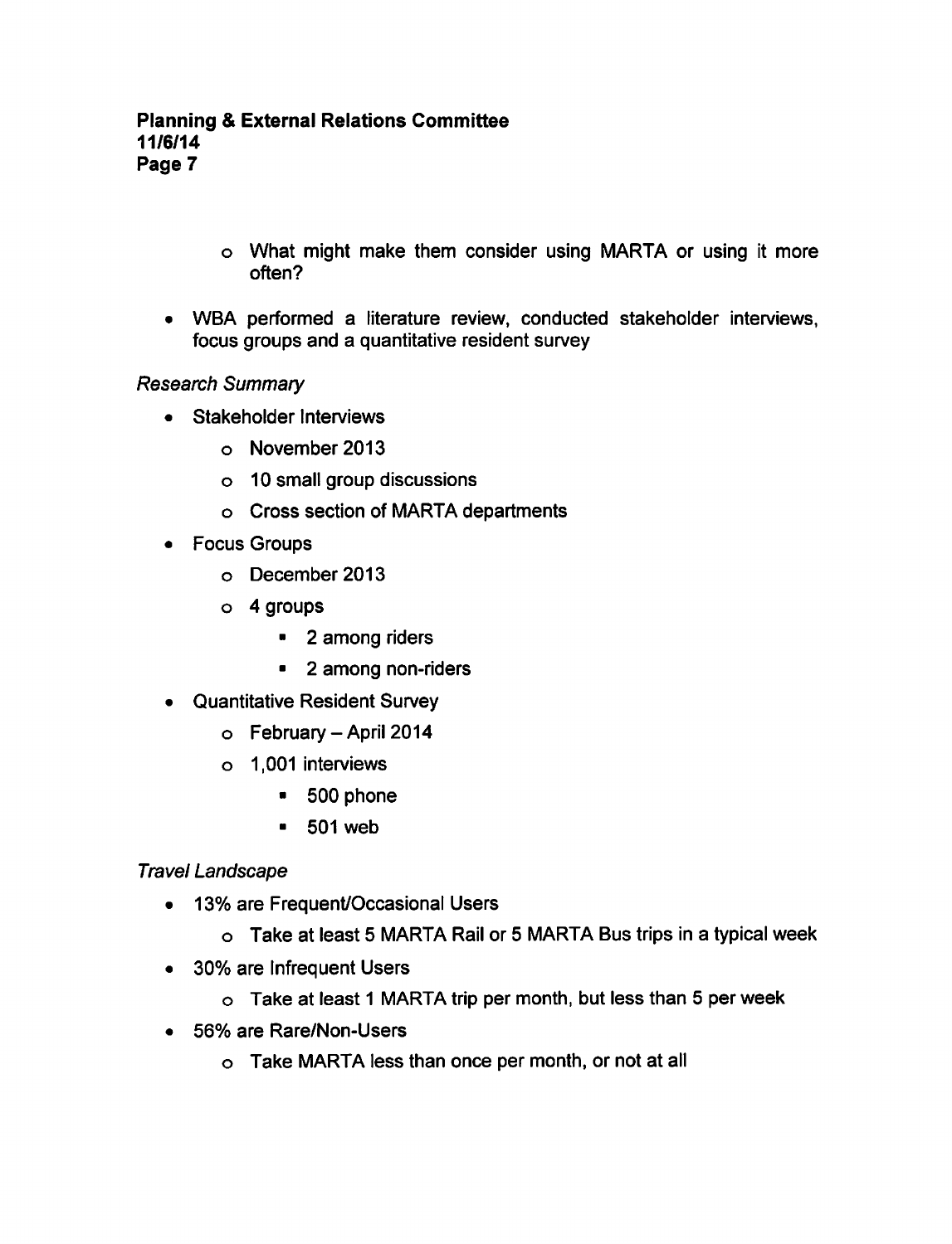- What might make them consider using MARTA or using it more often?

- WBA performed a literature review, conducted stakeholder interviews, focus groups and a quantitative resident survey

*Research Summary*

- Stakeholder Interviews
  - November 2013
  - 10 small group discussions
  - Cross section of MARTA departments
- Focus Groups
  - December 2013
  - 4 groups
    - 2 among riders
    - 2 among non-riders
- Quantitative Resident Survey
  - February – April 2014
  - 1,001 interviews
    - 500 phone
    - 501 web

*Travel Landscape*

- 13% are Frequent/Occasional Users
  - Take at least 5 MARTA Rail or 5 MARTA Bus trips in a typical week
- 30% are Infrequent Users
  - Take at least 1 MARTA trip per month, but less than 5 per week
- 56% are Rare/Non-Users
  - Take MARTA less than once per month, or not at all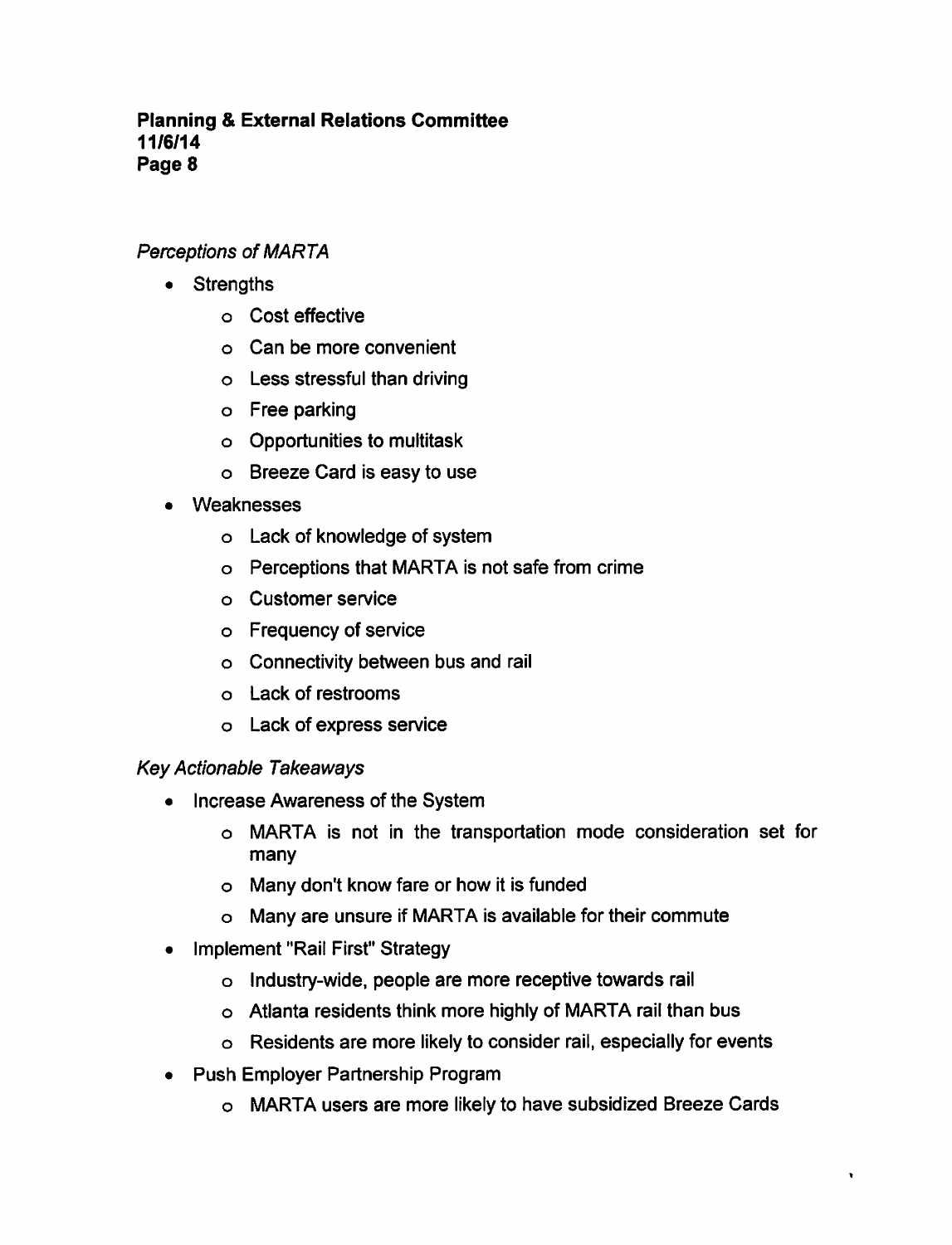*Perceptions of MARTA*

- Strengths
  - Cost effective
  - Can be more convenient
  - Less stressful than driving
  - Free parking
  - Opportunities to multitask
  - Breeze Card is easy to use
- Weaknesses
  - Lack of knowledge of system
  - Perceptions that MARTA is not safe from crime
  - Customer service
  - Frequency of service
  - Connectivity between bus and rail
  - Lack of restrooms
  - Lack of express service

*Key Actionable Takeaways*

- Increase Awareness of the System
  - MARTA is not in the transportation mode consideration set for many
  - Many don't know fare or how it is funded
  - Many are unsure if MARTA is available for their commute
- Implement "Rail First" Strategy
  - Industry-wide, people are more receptive towards rail
  - Atlanta residents think more highly of MARTA rail than bus
  - Residents are more likely to consider rail, especially for events
- Push Employer Partnership Program
  - MARTA users are more likely to have subsidized Breeze Cards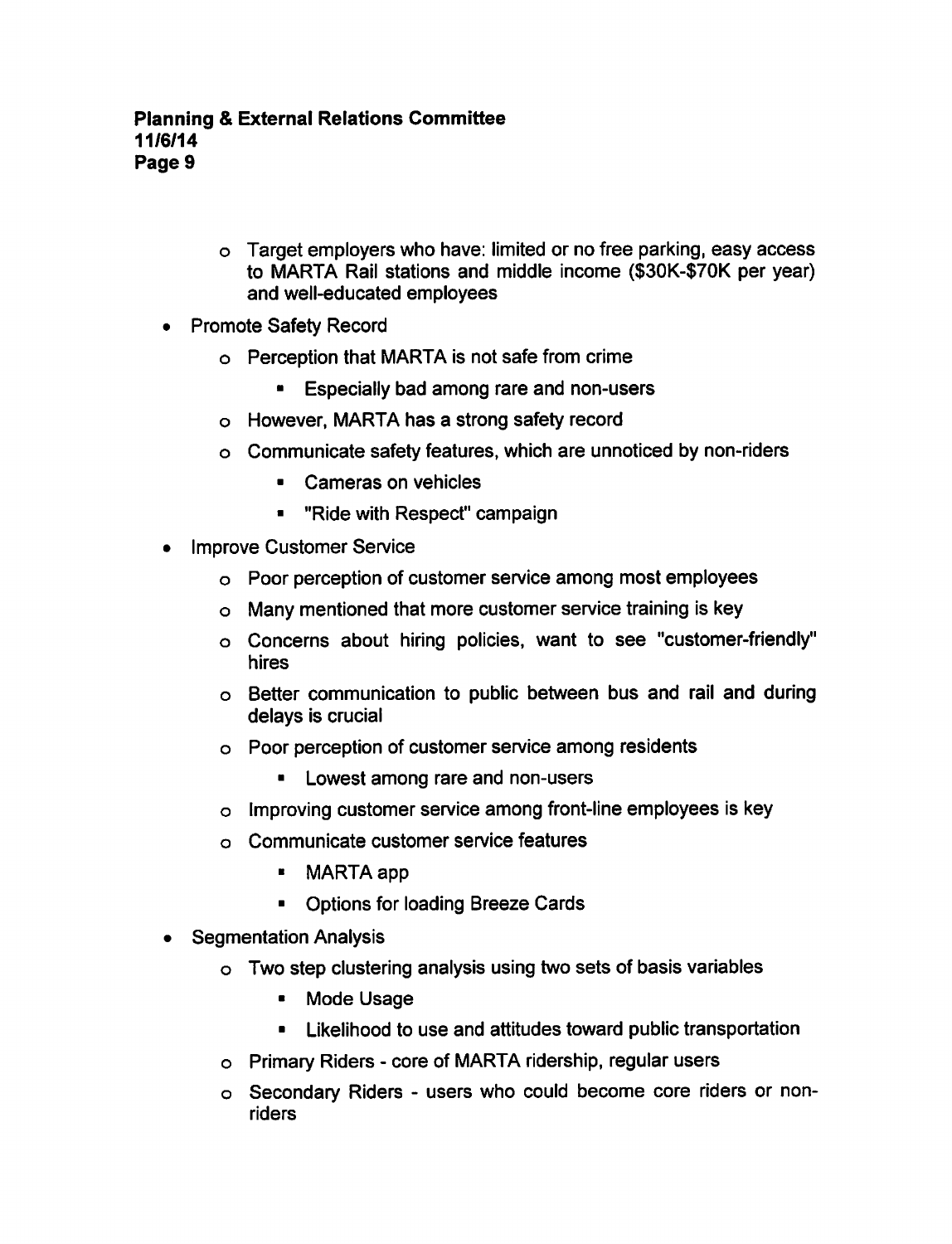- Target employers who have: limited or no free parking, easy access to MARTA Rail stations and middle income ($30K-$70K per year) and well-educated employees

- Promote Safety Record
  - Perception that MARTA is not safe from crime
    - Especially bad among rare and non-users
  - However, MARTA has a strong safety record
  - Communicate safety features, which are unnoticed by non-riders
    - Cameras on vehicles
    - "Ride with Respect" campaign
- Improve Customer Service
  - Poor perception of customer service among most employees
  - Many mentioned that more customer service training is key
  - Concerns about hiring policies, want to see "customer-friendly" hires
  - Better communication to public between bus and rail and during delays is crucial
  - Poor perception of customer service among residents
    - Lowest among rare and non-users
  - Improving customer service among front-line employees is key
  - Communicate customer service features
    - MARTA app
    - Options for loading Breeze Cards
- Segmentation Analysis
  - Two step clustering analysis using two sets of basis variables
    - Mode Usage
    - Likelihood to use and attitudes toward public transportation
  - Primary Riders - core of MARTA ridership, regular users
  - Secondary Riders - users who could become core riders or non-riders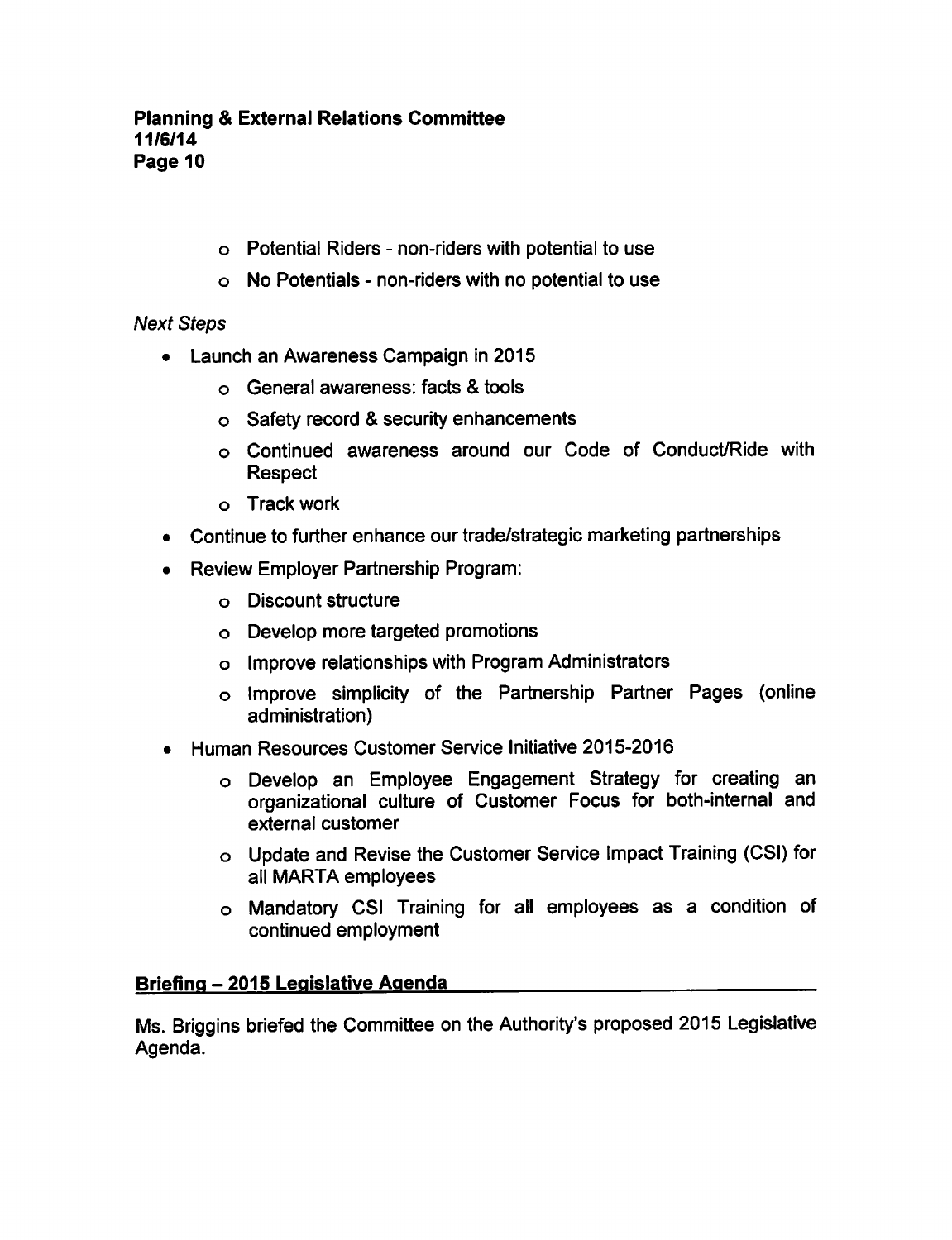- Potential Riders - non-riders with potential to use
- No Potentials - non-riders with no potential to use

*Next Steps*

- Launch an Awareness Campaign in 2015
  - General awareness: facts & tools
  - Safety record & security enhancements
  - Continued awareness around our Code of Conduct/Ride with Respect
  - Track work
- Continue to further enhance our trade/strategic marketing partnerships
- Review Employer Partnership Program:
  - Discount structure
  - Develop more targeted promotions
  - Improve relationships with Program Administrators
  - Improve simplicity of the Partnership Partner Pages (online administration)
- Human Resources Customer Service Initiative 2015-2016
  - Develop an Employee Engagement Strategy for creating an organizational culture of Customer Focus for both-internal and external customer
  - Update and Revise the Customer Service Impact Training (CSI) for all MARTA employees
  - Mandatory CSI Training for all employees as a condition of continued employment

## Briefing – 2015 Legislative Agenda

Ms. Briggins briefed the Committee on the Authority's proposed 2015 Legislative Agenda.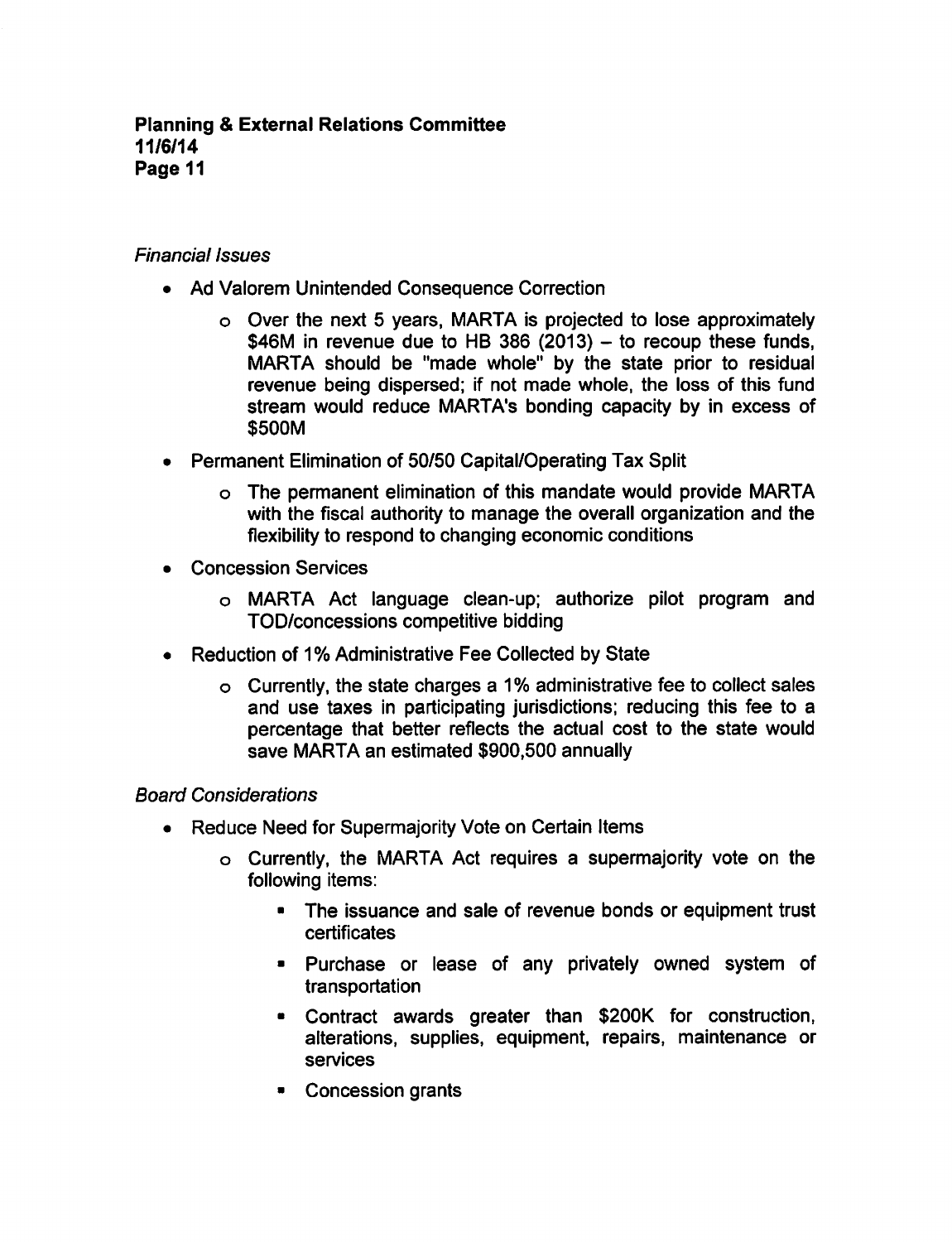*Financial Issues*

- Ad Valorem Unintended Consequence Correction
  - Over the next 5 years, MARTA is projected to lose approximately $46M in revenue due to HB 386 (2013) – to recoup these funds, MARTA should be "made whole" by the state prior to residual revenue being dispersed; if not made whole, the loss of this fund stream would reduce MARTA's bonding capacity by in excess of $500M
- Permanent Elimination of 50/50 Capital/Operating Tax Split
  - The permanent elimination of this mandate would provide MARTA with the fiscal authority to manage the overall organization and the flexibility to respond to changing economic conditions
- Concession Services
  - MARTA Act language clean-up; authorize pilot program and TOD/concessions competitive bidding
- Reduction of 1% Administrative Fee Collected by State
  - Currently, the state charges a 1% administrative fee to collect sales and use taxes in participating jurisdictions; reducing this fee to a percentage that better reflects the actual cost to the state would save MARTA an estimated $900,500 annually

*Board Considerations*

- Reduce Need for Supermajority Vote on Certain Items
  - Currently, the MARTA Act requires a supermajority vote on the following items:
    - The issuance and sale of revenue bonds or equipment trust certificates
    - Purchase or lease of any privately owned system of transportation
    - Contract awards greater than $200K for construction, alterations, supplies, equipment, repairs, maintenance or services
    - Concession grants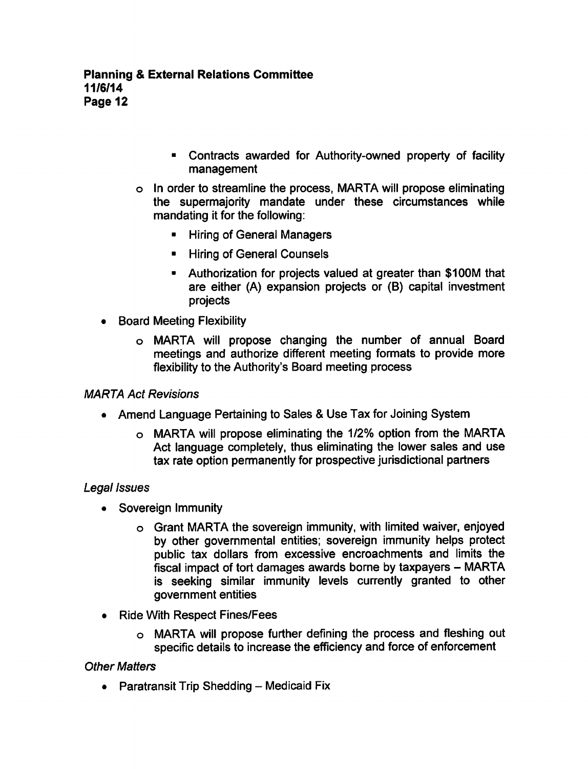- Contracts awarded for Authority-owned property of facility management
  - In order to streamline the process, MARTA will propose eliminating the supermajority mandate under these circumstances while mandating it for the following:
    - Hiring of General Managers
    - Hiring of General Counsels
    - Authorization for projects valued at greater than $100M that are either (A) expansion projects or (B) capital investment projects
- Board Meeting Flexibility
  - MARTA will propose changing the number of annual Board meetings and authorize different meeting formats to provide more flexibility to the Authority's Board meeting process

*MARTA Act Revisions*

- Amend Language Pertaining to Sales & Use Tax for Joining System
  - MARTA will propose eliminating the 1/2% option from the MARTA Act language completely, thus eliminating the lower sales and use tax rate option permanently for prospective jurisdictional partners

*Legal Issues*

- Sovereign Immunity
  - Grant MARTA the sovereign immunity, with limited waiver, enjoyed by other governmental entities; sovereign immunity helps protect public tax dollars from excessive encroachments and limits the fiscal impact of tort damages awards borne by taxpayers – MARTA is seeking similar immunity levels currently granted to other government entities
- Ride With Respect Fines/Fees
  - MARTA will propose further defining the process and fleshing out specific details to increase the efficiency and force of enforcement

*Other Matters*

- Paratransit Trip Shedding – Medicaid Fix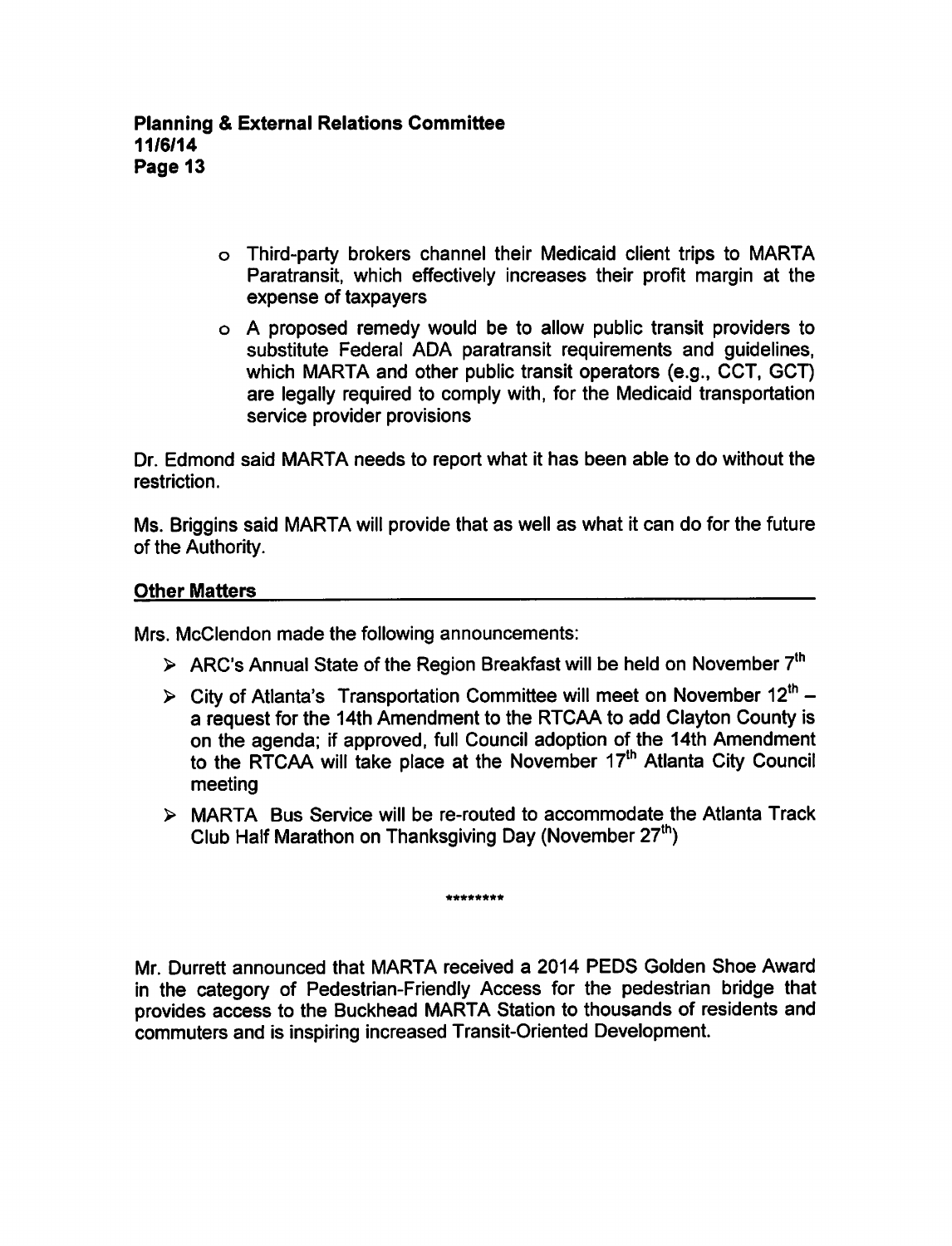- Third-party brokers channel their Medicaid client trips to MARTA Paratransit, which effectively increases their profit margin at the expense of taxpayers
- A proposed remedy would be to allow public transit providers to substitute Federal ADA paratransit requirements and guidelines, which MARTA and other public transit operators (e.g., CCT, GCT) are legally required to comply with, for the Medicaid transportation service provider provisions

Dr. Edmond said MARTA needs to report what it has been able to do without the restriction.

Ms. Briggins said MARTA will provide that as well as what it can do for the future of the Authority.

## Other Matters

Mrs. McClendon made the following announcements:

- ARC's Annual State of the Region Breakfast will be held on November 7th
- City of Atlanta's Transportation Committee will meet on November 12th – a request for the 14th Amendment to the RTCAA to add Clayton County is on the agenda; if approved, full Council adoption of the 14th Amendment to the RTCAA will take place at the November 17th Atlanta City Council meeting
- MARTA Bus Service will be re-routed to accommodate the Atlanta Track Club Half Marathon on Thanksgiving Day (November 27th)

********

Mr. Durrett announced that MARTA received a 2014 PEDS Golden Shoe Award in the category of Pedestrian-Friendly Access for the pedestrian bridge that provides access to the Buckhead MARTA Station to thousands of residents and commuters and is inspiring increased Transit-Oriented Development.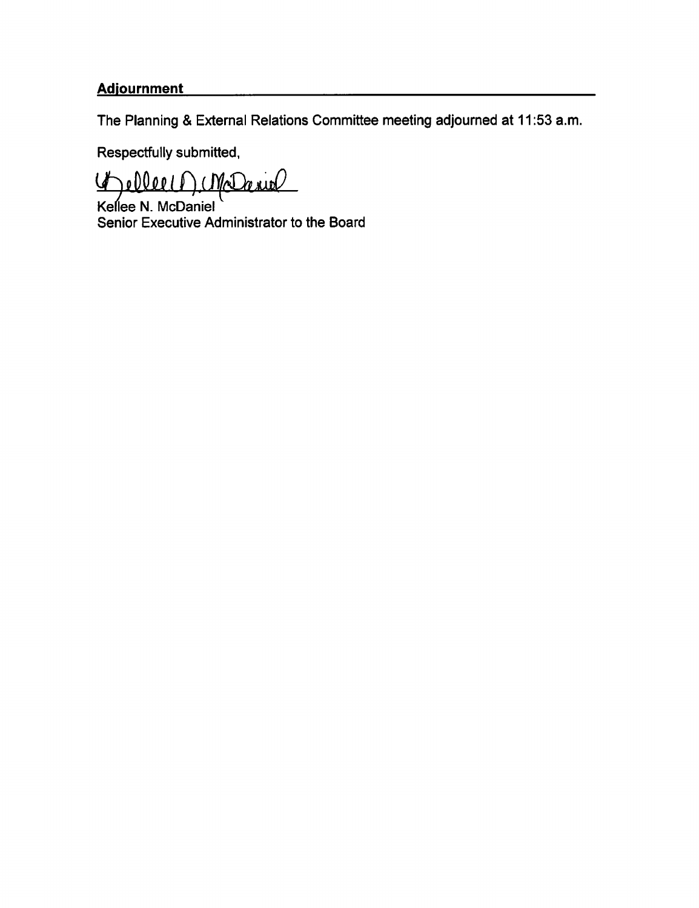**Adjournment**

The Planning & External Relations Committee meeting adjourned at 11:53 a.m.

Respectfully submitted,

Kellee N. McDaniel
Senior Executive Administrator to the Board